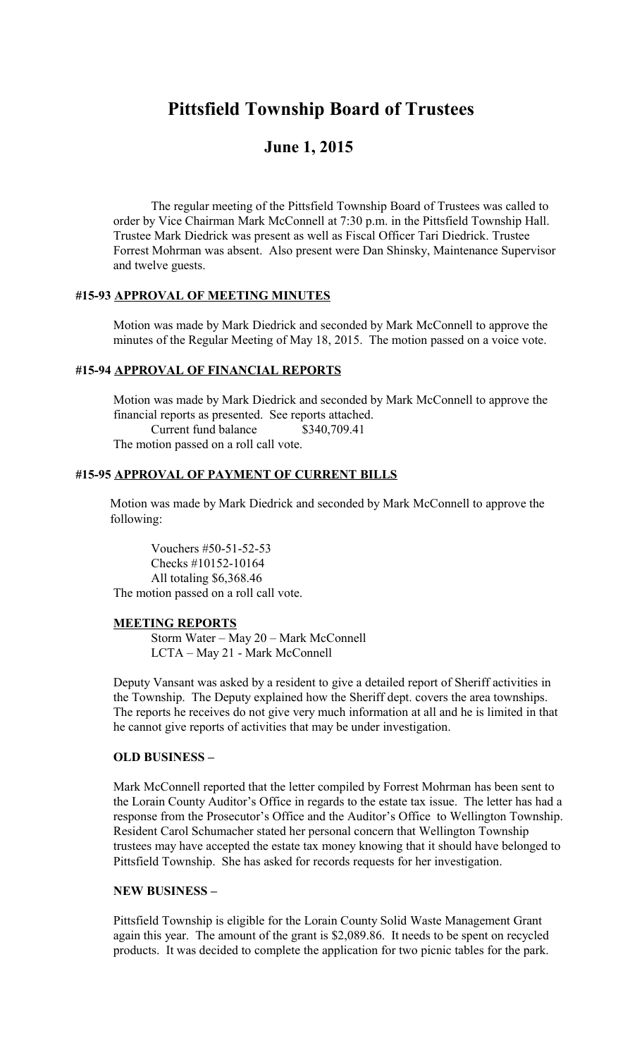# Pittsfield Township Board of Trustees

## June 1, 2015

The regular meeting of the Pittsfield Township Board of Trustees was called to order by Vice Chairman Mark McConnell at 7:30 p.m. in the Pittsfield Township Hall. Trustee Mark Diedrick was present as well as Fiscal Officer Tari Diedrick. Trustee Forrest Mohrman was absent. Also present were Dan Shinsky, Maintenance Supervisor and twelve guests.

### #15-93 APPROVAL OF MEETING MINUTES

Motion was made by Mark Diedrick and seconded by Mark McConnell to approve the minutes of the Regular Meeting of May 18, 2015. The motion passed on a voice vote.

### #15-94 APPROVAL OF FINANCIAL REPORTS

Motion was made by Mark Diedrick and seconded by Mark McConnell to approve the financial reports as presented. See reports attached.

Current fund balance $340,709.41

The motion passed on a roll call vote.

### #15-95 APPROVAL OF PAYMENT OF CURRENT BILLS

Motion was made by Mark Diedrick and seconded by Mark McConnell to approve the following:

Vouchers #50-51-52-53
Checks #10152-10164
All totaling $6,368.46

The motion passed on a roll call vote.

**MEETING REPORTS**

Storm Water – May 20 – Mark McConnell
LCTA – May 21 - Mark McConnell

Deputy Vansant was asked by a resident to give a detailed report of Sheriff activities in the Township. The Deputy explained how the Sheriff dept. covers the area townships. The reports he receives do not give very much information at all and he is limited in that he cannot give reports of activities that may be under investigation.

**OLD BUSINESS –**

Mark McConnell reported that the letter compiled by Forrest Mohrman has been sent to the Lorain County Auditor's Office in regards to the estate tax issue. The letter has had a response from the Prosecutor's Office and the Auditor's Office to Wellington Township. Resident Carol Schumacher stated her personal concern that Wellington Township trustees may have accepted the estate tax money knowing that it should have belonged to Pittsfield Township. She has asked for records requests for her investigation.

**NEW BUSINESS –**

Pittsfield Township is eligible for the Lorain County Solid Waste Management Grant again this year. The amount of the grant is $2,089.86. It needs to be spent on recycled products. It was decided to complete the application for two picnic tables for the park.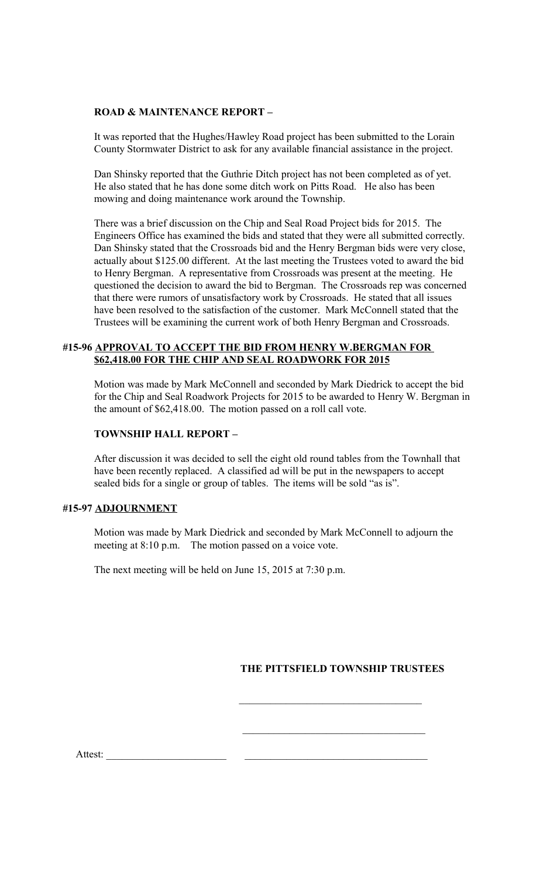**ROAD & MAINTENANCE REPORT –**

It was reported that the Hughes/Hawley Road project has been submitted to the Lorain County Stormwater District to ask for any available financial assistance in the project.

Dan Shinsky reported that the Guthrie Ditch project has not been completed as of yet. He also stated that he has done some ditch work on Pitts Road. He also has been mowing and doing maintenance work around the Township.

There was a brief discussion on the Chip and Seal Road Project bids for 2015. The Engineers Office has examined the bids and stated that they were all submitted correctly. Dan Shinsky stated that the Crossroads bid and the Henry Bergman bids were very close, actually about $125.00 different. At the last meeting the Trustees voted to award the bid to Henry Bergman. A representative from Crossroads was present at the meeting. He questioned the decision to award the bid to Bergman. The Crossroads rep was concerned that there were rumors of unsatisfactory work by Crossroads. He stated that all issues have been resolved to the satisfaction of the customer. Mark McConnell stated that the Trustees will be examining the current work of both Henry Bergman and Crossroads.

**#15-96 APPROVAL TO ACCEPT THE BID FROM HENRY W.BERGMAN FOR $62,418.00 FOR THE CHIP AND SEAL ROADWORK FOR 2015**

Motion was made by Mark McConnell and seconded by Mark Diedrick to accept the bid for the Chip and Seal Roadwork Projects for 2015 to be awarded to Henry W. Bergman in the amount of $62,418.00. The motion passed on a roll call vote.

**TOWNSHIP HALL REPORT –**

After discussion it was decided to sell the eight old round tables from the Townhall that have been recently replaced. A classified ad will be put in the newspapers to accept sealed bids for a single or group of tables. The items will be sold "as is".

**#15-97 ADJOURNMENT**

Motion was made by Mark Diedrick and seconded by Mark McConnell to adjourn the meeting at 8:10 p.m. The motion passed on a voice vote.

The next meeting will be held on June 15, 2015 at 7:30 p.m.

**THE PITTSFIELD TOWNSHIP TRUSTEES**

\_\_\_\_\_\_\_\_\_\_\_\_\_\_\_\_\_\_\_\_\_\_\_\_\_\_\_\_\_\_\_\_\_\_

\_\_\_\_\_\_\_\_\_\_\_\_\_\_\_\_\_\_\_\_\_\_\_\_\_\_\_\_\_\_\_\_\_\_

Attest: \_\_\_\_\_\_\_\_\_\_\_\_\_\_\_\_\_\_\_\_\_\_ \_\_\_\_\_\_\_\_\_\_\_\_\_\_\_\_\_\_\_\_\_\_\_\_\_\_\_\_\_\_\_\_\_\_